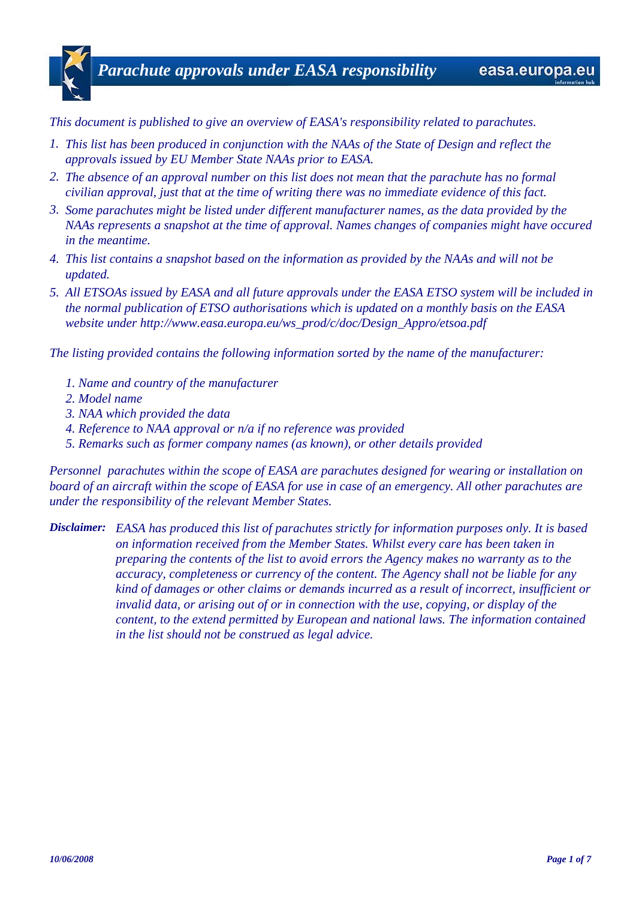# *Parachute approvals under EASA responsibility*

*This document is published to give an overview of EASA's responsibility related to parachutes.*

1. *This list has been produced in conjunction with the NAAs of the State of Design and reflect the approvals issued by EU Member State NAAs prior to EASA.*
2. *The absence of an approval number on this list does not mean that the parachute has no formal civilian approval, just that at the time of writing there was no immediate evidence of this fact.*
3. *Some parachutes might be listed under different manufacturer names, as the data provided by the NAAs represents a snapshot at the time of approval. Names changes of companies might have occured in the meantime.*
4. *This list contains a snapshot based on the information as provided by the NAAs and will not be updated.*
5. *All ETSOAs issued by EASA and all future approvals under the EASA ETSO system will be included in the normal publication of ETSO authorisations which is updated on a monthly basis on the EASA website under http://www.easa.europa.eu/ws_prod/c/doc/Design_Appro/etsoa.pdf*

*The listing provided contains the following information sorted by the name of the manufacturer:*

1. *Name and country of the manufacturer*
2. *Model name*
3. *NAA which provided the data*
4. *Reference to NAA approval or n/a if no reference was provided*
5. *Remarks such as former company names (as known), or other details provided*

*Personnel parachutes within the scope of EASA are parachutes designed for wearing or installation on board of an aircraft within the scope of EASA for use in case of an emergency. All other parachutes are under the responsibility of the relevant Member States.*

***Disclaimer:*** *EASA has produced this list of parachutes strictly for information purposes only. It is based on information received from the Member States. Whilst every care has been taken in preparing the contents of the list to avoid errors the Agency makes no warranty as to the accuracy, completeness or currency of the content. The Agency shall not be liable for any kind of damages or other claims or demands incurred as a result of incorrect, insufficient or invalid data, or arising out of or in connection with the use, copying, or display of the content, to the extend permitted by European and national laws. The information contained in the list should not be construed as legal advice.*

***10/06/2008***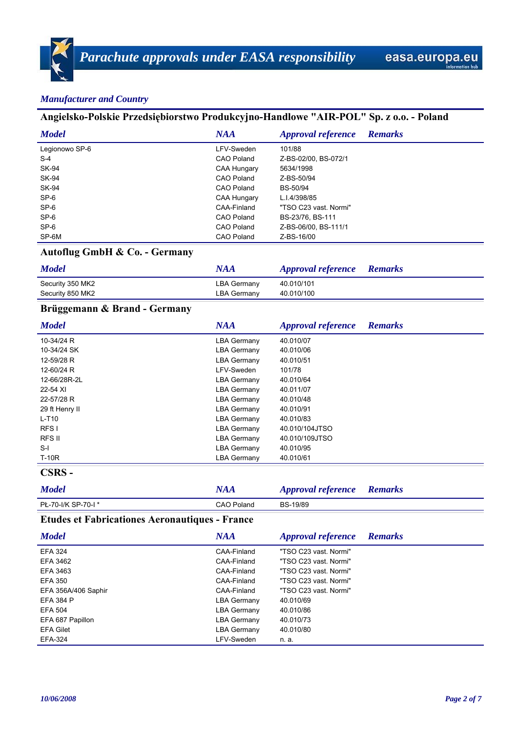*Manufacturer and Country*

## Angielsko-Polskie Przedsiębiorstwo Produkcyjno-Handlowe "AIR-POL" Sp. z o.o. - Poland

| Model | NAA | Approval reference | Remarks |
|---|---|---|---|
| Legionowo SP-6 | LFV-Sweden | 101/88 | |
| S-4 | CAO Poland | Z-BS-02/00, BS-072/1 | |
| SK-94 | CAA Hungary | 5634/1998 | |
| SK-94 | CAO Poland | Z-BS-50/94 | |
| SK-94 | CAO Poland | BS-50/94 | |
| SP-6 | CAA Hungary | L.I.4/398/85 | |
| SP-6 | CAA-Finland | "TSO C23 vast. Normi" | |
| SP-6 | CAO Poland | BS-23/76, BS-111 | |
| SP-6 | CAO Poland | Z-BS-06/00, BS-111/1 | |
| SP-6M | CAO Poland | Z-BS-16/00 | |

## Autoflug GmbH & Co. - Germany

| Model | NAA | Approval reference | Remarks |
|---|---|---|---|
| Security 350 MK2 | LBA Germany | 40.010/101 | |
| Security 850 MK2 | LBA Germany | 40.010/100 | |

## Brüggemann & Brand - Germany

| Model | NAA | Approval reference | Remarks |
|---|---|---|---|
| 10-34/24 R | LBA Germany | 40.010/07 | |
| 10-34/24 SK | LBA Germany | 40.010/06 | |
| 12-59/28 R | LBA Germany | 40.010/51 | |
| 12-60/24 R | LFV-Sweden | 101/78 | |
| 12-66/28R-2L | LBA Germany | 40.010/64 | |
| 22-54 XI | LBA Germany | 40.011/07 | |
| 22-57/28 R | LBA Germany | 40.010/48 | |
| 29 ft Henry II | LBA Germany | 40.010/91 | |
| L-T10 | LBA Germany | 40.010/83 | |
| RFS I | LBA Germany | 40.010/104JTSO | |
| RFS II | LBA Germany | 40.010/109JTSO | |
| S-I | LBA Germany | 40.010/95 | |
| T-10R | LBA Germany | 40.010/61 | |

## CSRS -

| Model | NAA | Approval reference | Remarks |
|---|---|---|---|
| PŁ-70-I/K SP-70-I * | CAO Poland | BS-19/89 | |

## Etudes et Fabricationes Aeronautiques - France

| Model | NAA | Approval reference | Remarks |
|---|---|---|---|
| EFA 324 | CAA-Finland | "TSO C23 vast. Normi" | |
| EFA 3462 | CAA-Finland | "TSO C23 vast. Normi" | |
| EFA 3463 | CAA-Finland | "TSO C23 vast. Normi" | |
| EFA 350 | CAA-Finland | "TSO C23 vast. Normi" | |
| EFA 356A/406 Saphir | CAA-Finland | "TSO C23 vast. Normi" | |
| EFA 384 P | LBA Germany | 40.010/69 | |
| EFA 504 | LBA Germany | 40.010/86 | |
| EFA 687 Papillon | LBA Germany | 40.010/73 | |
| EFA Gilet | LBA Germany | 40.010/80 | |
| EFA-324 | LFV-Sweden | n. a. | |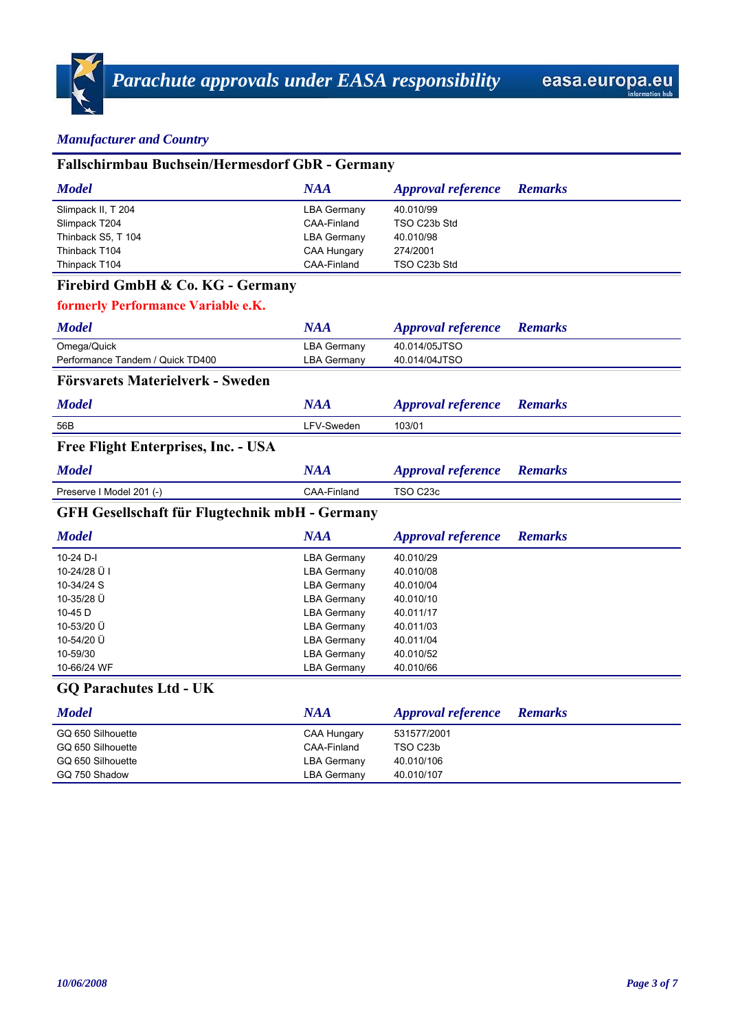*Manufacturer and Country*

## Fallschirmbau Buchsein/Hermesdorf GbR - Germany

| *Model* | *NAA* | *Approval reference* | *Remarks* |
|---|---|---|---|
| Slimpack II, T 204 | LBA Germany | 40.010/99 | |
| Slimpack T204 | CAA-Finland | TSO C23b Std | |
| Thinback S5, T 104 | LBA Germany | 40.010/98 | |
| Thinback T104 | CAA Hungary | 274/2001 | |
| Thinpack T104 | CAA-Finland | TSO C23b Std | |

## Firebird GmbH & Co. KG - Germany

**formerly Performance Variable e.K.**

| *Model* | *NAA* | *Approval reference* | *Remarks* |
|---|---|---|---|
| Omega/Quick | LBA Germany | 40.014/05JTSO | |
| Performance Tandem / Quick TD400 | LBA Germany | 40.014/04JTSO | |

## Försvarets Materielverk - Sweden

| *Model* | *NAA* | *Approval reference* | *Remarks* |
|---|---|---|---|
| 56B | LFV-Sweden | 103/01 | |

## Free Flight Enterprises, Inc. - USA

| *Model* | *NAA* | *Approval reference* | *Remarks* |
|---|---|---|---|
| Preserve I Model 201 (-) | CAA-Finland | TSO C23c | |

## GFH Gesellschaft für Flugtechnik mbH - Germany

| *Model* | *NAA* | *Approval reference* | *Remarks* |
|---|---|---|---|
| 10-24 D-I | LBA Germany | 40.010/29 | |
| 10-24/28 Ü I | LBA Germany | 40.010/08 | |
| 10-34/24 S | LBA Germany | 40.010/04 | |
| 10-35/28 Ü | LBA Germany | 40.010/10 | |
| 10-45 D | LBA Germany | 40.011/17 | |
| 10-53/20 Ü | LBA Germany | 40.011/03 | |
| 10-54/20 Ü | LBA Germany | 40.011/04 | |
| 10-59/30 | LBA Germany | 40.010/52 | |
| 10-66/24 WF | LBA Germany | 40.010/66 | |

## GQ Parachutes Ltd - UK

| *Model* | *NAA* | *Approval reference* | *Remarks* |
|---|---|---|---|
| GQ 650 Silhouette | CAA Hungary | 531577/2001 | |
| GQ 650 Silhouette | CAA-Finland | TSO C23b | |
| GQ 650 Silhouette | LBA Germany | 40.010/106 | |
| GQ 750 Shadow | LBA Germany | 40.010/107 | |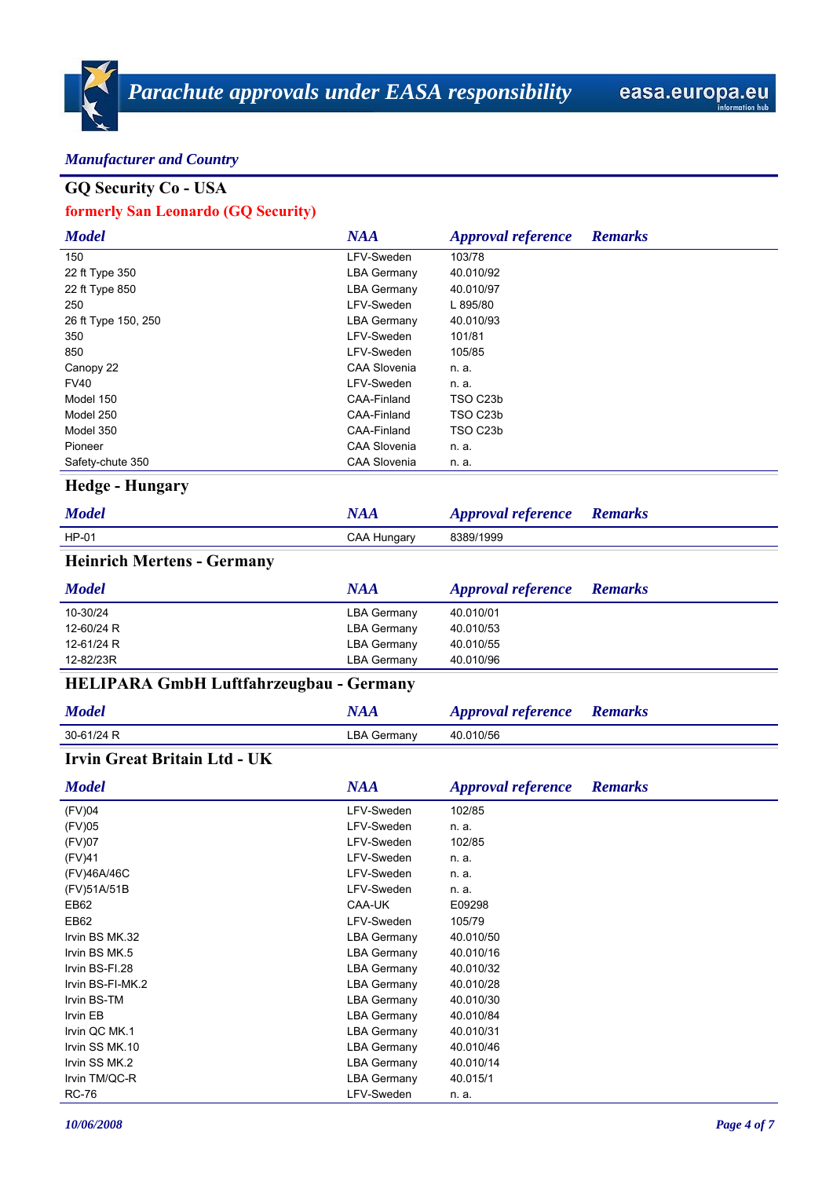*Manufacturer and Country*

## GQ Security Co - USA

**formerly San Leonardo (GQ Security)**

| *Model* | *NAA* | *Approval reference* | *Remarks* |
|---|---|---|---|
| 150 | LFV-Sweden | 103/78 | |
| 22 ft Type 350 | LBA Germany | 40.010/92 | |
| 22 ft Type 850 | LBA Germany | 40.010/97 | |
| 250 | LFV-Sweden | L 895/80 | |
| 26 ft Type 150, 250 | LBA Germany | 40.010/93 | |
| 350 | LFV-Sweden | 101/81 | |
| 850 | LFV-Sweden | 105/85 | |
| Canopy 22 | CAA Slovenia | n. a. | |
| FV40 | LFV-Sweden | n. a. | |
| Model 150 | CAA-Finland | TSO C23b | |
| Model 250 | CAA-Finland | TSO C23b | |
| Model 350 | CAA-Finland | TSO C23b | |
| Pioneer | CAA Slovenia | n. a. | |
| Safety-chute 350 | CAA Slovenia | n. a. | |

## Hedge - Hungary

| *Model* | *NAA* | *Approval reference* | *Remarks* |
|---|---|---|---|
| HP-01 | CAA Hungary | 8389/1999 | |

## Heinrich Mertens - Germany

| *Model* | *NAA* | *Approval reference* | *Remarks* |
|---|---|---|---|
| 10-30/24 | LBA Germany | 40.010/01 | |
| 12-60/24 R | LBA Germany | 40.010/53 | |
| 12-61/24 R | LBA Germany | 40.010/55 | |
| 12-82/23R | LBA Germany | 40.010/96 | |

## HELIPARA GmbH Luftfahrzeugbau - Germany

| *Model* | *NAA* | *Approval reference* | *Remarks* |
|---|---|---|---|
| 30-61/24 R | LBA Germany | 40.010/56 | |

## Irvin Great Britain Ltd - UK

| *Model* | *NAA* | *Approval reference* | *Remarks* |
|---|---|---|---|
| (FV)04 | LFV-Sweden | 102/85 | |
| (FV)05 | LFV-Sweden | n. a. | |
| (FV)07 | LFV-Sweden | 102/85 | |
| (FV)41 | LFV-Sweden | n. a. | |
| (FV)46A/46C | LFV-Sweden | n. a. | |
| (FV)51A/51B | LFV-Sweden | n. a. | |
| EB62 | CAA-UK | E09298 | |
| EB62 | LFV-Sweden | 105/79 | |
| Irvin BS MK.32 | LBA Germany | 40.010/50 | |
| Irvin BS MK.5 | LBA Germany | 40.010/16 | |
| Irvin BS-FI.28 | LBA Germany | 40.010/32 | |
| Irvin BS-FI-MK.2 | LBA Germany | 40.010/28 | |
| Irvin BS-TM | LBA Germany | 40.010/30 | |
| Irvin EB | LBA Germany | 40.010/84 | |
| Irvin QC MK.1 | LBA Germany | 40.010/31 | |
| Irvin SS MK.10 | LBA Germany | 40.010/46 | |
| Irvin SS MK.2 | LBA Germany | 40.010/14 | |
| Irvin TM/QC-R | LBA Germany | 40.015/1 | |
| RC-76 | LFV-Sweden | n. a. | |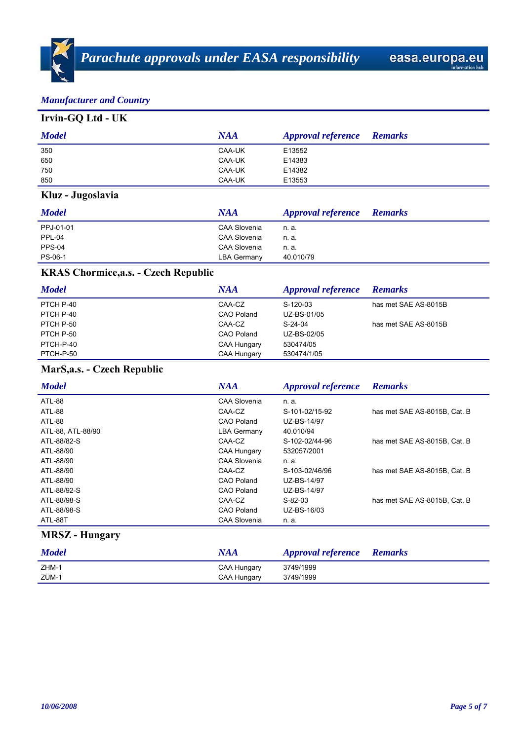*Manufacturer and Country*

## Irvin-GQ Ltd - UK

| *Model* | *NAA* | *Approval reference* | *Remarks* |
|---|---|---|---|
| 350 | CAA-UK | E13552 | |
| 650 | CAA-UK | E14383 | |
| 750 | CAA-UK | E14382 | |
| 850 | CAA-UK | E13553 | |

## Kluz - Jugoslavia

| *Model* | *NAA* | *Approval reference* | *Remarks* |
|---|---|---|---|
| PPJ-01-01 | CAA Slovenia | n. a. | |
| PPL-04 | CAA Slovenia | n. a. | |
| PPS-04 | CAA Slovenia | n. a. | |
| PS-06-1 | LBA Germany | 40.010/79 | |

## KRAS Chormice,a.s. - Czech Republic

| *Model* | *NAA* | *Approval reference* | *Remarks* |
|---|---|---|---|
| PTCH P-40 | CAA-CZ | S-120-03 | has met SAE AS-8015B |
| PTCH P-40 | CAO Poland | UZ-BS-01/05 | |
| PTCH P-50 | CAA-CZ | S-24-04 | has met SAE AS-8015B |
| PTCH P-50 | CAO Poland | UZ-BS-02/05 | |
| PTCH-P-40 | CAA Hungary | 530474/05 | |
| PTCH-P-50 | CAA Hungary | 530474/1/05 | |

## MarS,a.s. - Czech Republic

| *Model* | *NAA* | *Approval reference* | *Remarks* |
|---|---|---|---|
| ATL-88 | CAA Slovenia | n. a. | |
| ATL-88 | CAA-CZ | S-101-02/15-92 | has met SAE AS-8015B, Cat. B |
| ATL-88 | CAO Poland | UZ-BS-14/97 | |
| ATL-88, ATL-88/90 | LBA Germany | 40.010/94 | |
| ATL-88/82-S | CAA-CZ | S-102-02/44-96 | has met SAE AS-8015B, Cat. B |
| ATL-88/90 | CAA Hungary | 532057/2001 | |
| ATL-88/90 | CAA Slovenia | n. a. | |
| ATL-88/90 | CAA-CZ | S-103-02/46/96 | has met SAE AS-8015B, Cat. B |
| ATL-88/90 | CAO Poland | UZ-BS-14/97 | |
| ATL-88/92-S | CAO Poland | UZ-BS-14/97 | |
| ATL-88/98-S | CAA-CZ | S-82-03 | has met SAE AS-8015B, Cat. B |
| ATL-88/98-S | CAO Poland | UZ-BS-16/03 | |
| ATL-88T | CAA Slovenia | n. a. | |

## MRSZ - Hungary

| *Model* | *NAA* | *Approval reference* | *Remarks* |
|---|---|---|---|
| ZHM-1 | CAA Hungary | 3749/1999 | |
| ZÜM-1 | CAA Hungary | 3749/1999 | |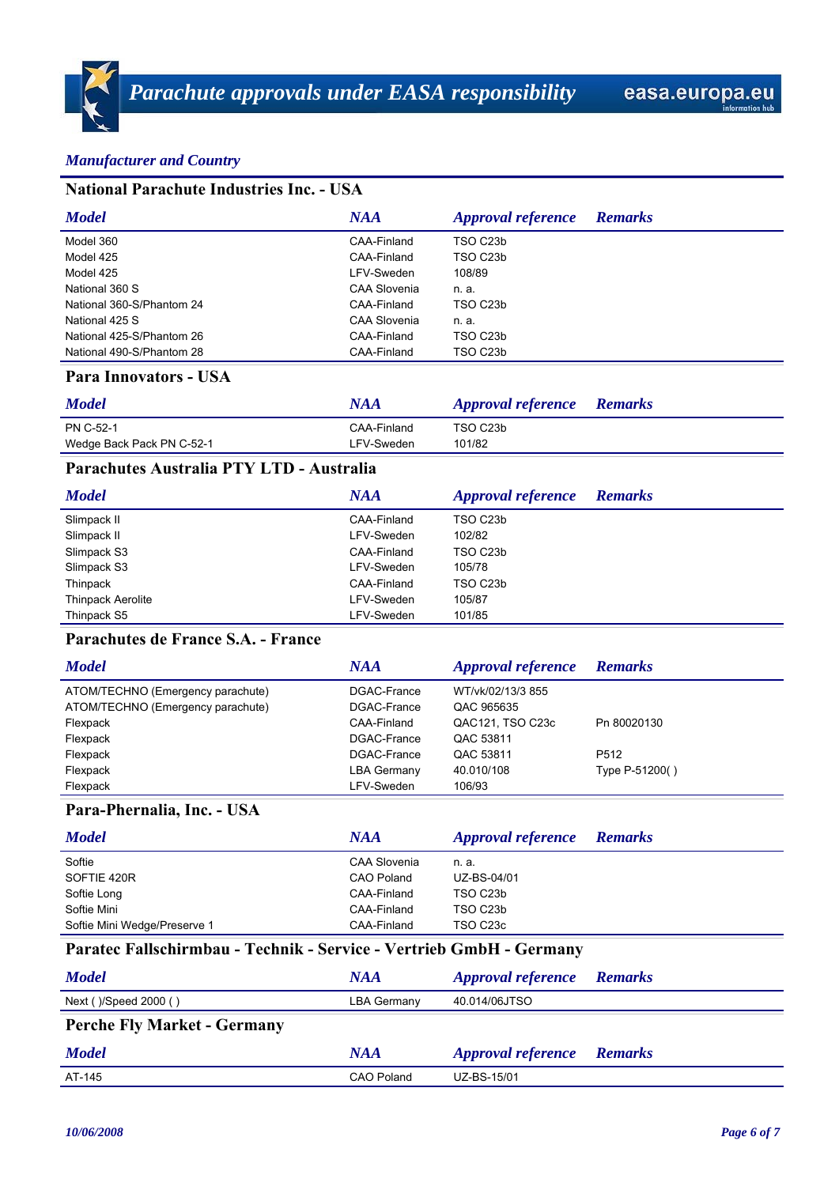*Manufacturer and Country*

## National Parachute Industries Inc. - USA

| Model | NAA | Approval reference | Remarks |
|---|---|---|---|
| Model 360 | CAA-Finland | TSO C23b | |
| Model 425 | CAA-Finland | TSO C23b | |
| Model 425 | LFV-Sweden | 108/89 | |
| National 360 S | CAA Slovenia | n. a. | |
| National 360-S/Phantom 24 | CAA-Finland | TSO C23b | |
| National 425 S | CAA Slovenia | n. a. | |
| National 425-S/Phantom 26 | CAA-Finland | TSO C23b | |
| National 490-S/Phantom 28 | CAA-Finland | TSO C23b | |

## Para Innovators - USA

| Model | NAA | Approval reference | Remarks |
|---|---|---|---|
| PN C-52-1 | CAA-Finland | TSO C23b | |
| Wedge Back Pack PN C-52-1 | LFV-Sweden | 101/82 | |

## Parachutes Australia PTY LTD - Australia

| Model | NAA | Approval reference | Remarks |
|---|---|---|---|
| Slimpack II | CAA-Finland | TSO C23b | |
| Slimpack II | LFV-Sweden | 102/82 | |
| Slimpack S3 | CAA-Finland | TSO C23b | |
| Slimpack S3 | LFV-Sweden | 105/78 | |
| Thinpack | CAA-Finland | TSO C23b | |
| Thinpack Aerolite | LFV-Sweden | 105/87 | |
| Thinpack S5 | LFV-Sweden | 101/85 | |

## Parachutes de France S.A. - France

| Model | NAA | Approval reference | Remarks |
|---|---|---|---|
| ATOM/TECHNO (Emergency parachute) | DGAC-France | WT/vk/02/13/3 855 | |
| ATOM/TECHNO (Emergency parachute) | DGAC-France | QAC 965635 | |
| Flexpack | CAA-Finland | QAC121, TSO C23c | Pn 80020130 |
| Flexpack | DGAC-France | QAC 53811 | |
| Flexpack | DGAC-France | QAC 53811 | P512 |
| Flexpack | LBA Germany | 40.010/108 | Type P-51200( ) |
| Flexpack | LFV-Sweden | 106/93 | |

## Para-Phernalia, Inc. - USA

| Model | NAA | Approval reference | Remarks |
|---|---|---|---|
| Softie | CAA Slovenia | n. a. | |
| SOFTIE 420R | CAO Poland | UZ-BS-04/01 | |
| Softie Long | CAA-Finland | TSO C23b | |
| Softie Mini | CAA-Finland | TSO C23b | |
| Softie Mini Wedge/Preserve 1 | CAA-Finland | TSO C23c | |

## Paratec Fallschirmbau - Technik - Service - Vertrieb GmbH - Germany

| Model | NAA | Approval reference | Remarks |
|---|---|---|---|
| Next ( )/Speed 2000 ( ) | LBA Germany | 40.014/06JTSO | |

## Perche Fly Market - Germany

| Model | NAA | Approval reference | Remarks |
|---|---|---|---|
| AT-145 | CAO Poland | UZ-BS-15/01 | |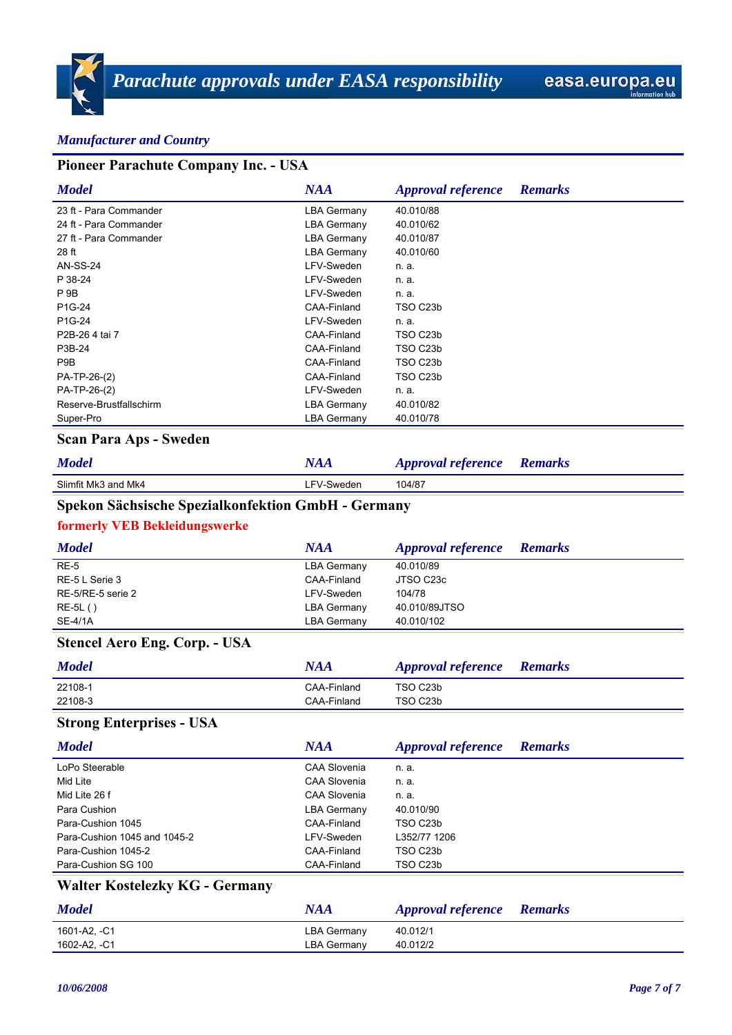*Manufacturer and Country*

## Pioneer Parachute Company Inc. - USA

| Model | NAA | Approval reference | Remarks |
|---|---|---|---|
| 23 ft - Para Commander | LBA Germany | 40.010/88 | |
| 24 ft - Para Commander | LBA Germany | 40.010/62 | |
| 27 ft - Para Commander | LBA Germany | 40.010/87 | |
| 28 ft | LBA Germany | 40.010/60 | |
| AN-SS-24 | LFV-Sweden | n. a. | |
| P 38-24 | LFV-Sweden | n. a. | |
| P 9B | LFV-Sweden | n. a. | |
| P1G-24 | CAA-Finland | TSO C23b | |
| P1G-24 | LFV-Sweden | n. a. | |
| P2B-26 4 tai 7 | CAA-Finland | TSO C23b | |
| P3B-24 | CAA-Finland | TSO C23b | |
| P9B | CAA-Finland | TSO C23b | |
| PA-TP-26-(2) | CAA-Finland | TSO C23b | |
| PA-TP-26-(2) | LFV-Sweden | n. a. | |
| Reserve-Brustfallschirm | LBA Germany | 40.010/82 | |
| Super-Pro | LBA Germany | 40.010/78 | |

## Scan Para Aps - Sweden

| Model | NAA | Approval reference | Remarks |
|---|---|---|---|
| Slimfit Mk3 and Mk4 | LFV-Sweden | 104/87 | |

## Spekon Sächsische Spezialkonfektion GmbH - Germany

**formerly VEB Bekleidungswerke**

| Model | NAA | Approval reference | Remarks |
|---|---|---|---|
| RE-5 | LBA Germany | 40.010/89 | |
| RE-5 L Serie 3 | CAA-Finland | JTSO C23c | |
| RE-5/RE-5 serie 2 | LFV-Sweden | 104/78 | |
| RE-5L ( ) | LBA Germany | 40.010/89JTSO | |
| SE-4/1A | LBA Germany | 40.010/102 | |

## Stencel Aero Eng. Corp. - USA

| Model | NAA | Approval reference | Remarks |
|---|---|---|---|
| 22108-1 | CAA-Finland | TSO C23b | |
| 22108-3 | CAA-Finland | TSO C23b | |

## Strong Enterprises - USA

| Model | NAA | Approval reference | Remarks |
|---|---|---|---|
| LoPo Steerable | CAA Slovenia | n. a. | |
| Mid Lite | CAA Slovenia | n. a. | |
| Mid Lite 26 f | CAA Slovenia | n. a. | |
| Para Cushion | LBA Germany | 40.010/90 | |
| Para-Cushion 1045 | CAA-Finland | TSO C23b | |
| Para-Cushion 1045 and 1045-2 | LFV-Sweden | L352/77 1206 | |
| Para-Cushion 1045-2 | CAA-Finland | TSO C23b | |
| Para-Cushion SG 100 | CAA-Finland | TSO C23b | |

## Walter Kostelezky KG - Germany

| Model | NAA | Approval reference | Remarks |
|---|---|---|---|
| 1601-A2, -C1 | LBA Germany | 40.012/1 | |
| 1602-A2, -C1 | LBA Germany | 40.012/2 | |

*10/06/2008*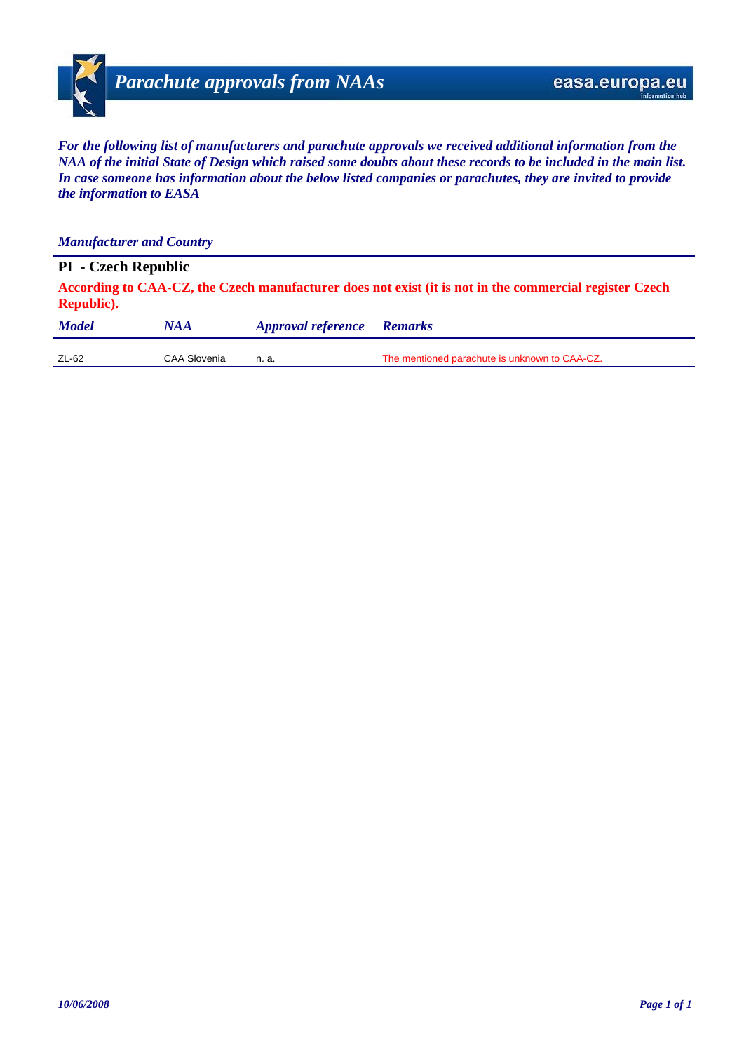# *Parachute approvals from NAAs*

***For the following list of manufacturers and parachute approvals we received additional information from the NAA of the initial State of Design which raised some doubts about these records to be included in the main list. In case someone has information about the below listed companies or parachutes, they are invited to provide the information to EASA***

*Manufacturer and Country*

**PI - Czech Republic**

**According to CAA-CZ, the Czech manufacturer does not exist (it is not in the commercial register Czech Republic).**

| *Model* | *NAA* | *Approval reference* | *Remarks* |
|---|---|---|---|
| ZL-62 | CAA Slovenia | n. a. | The mentioned parachute is unknown to CAA-CZ. |

*10/06/2008*